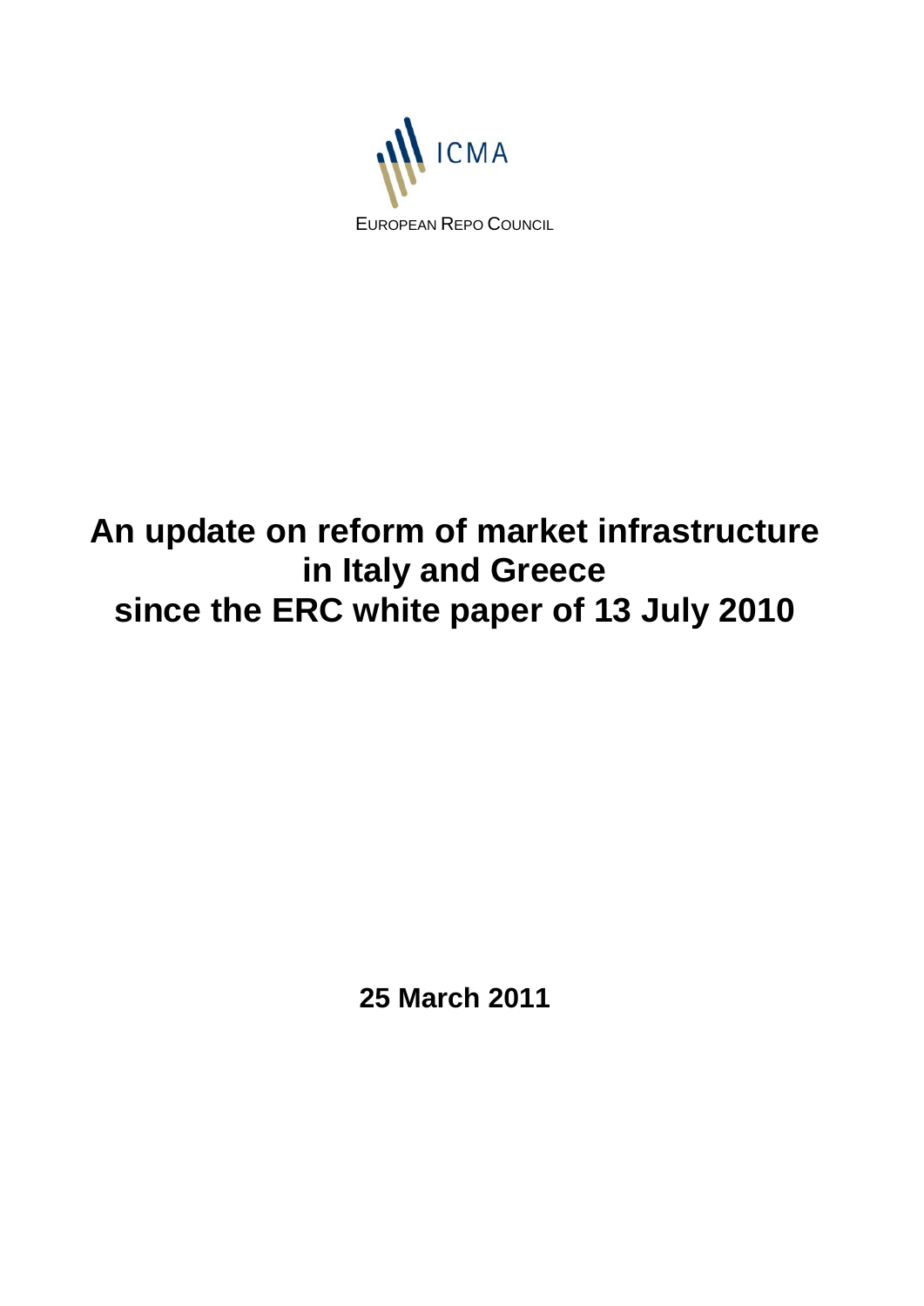ICMA

EUROPEAN REPO COUNCIL

# An update on reform of market infrastructure in Italy and Greece since the ERC white paper of 13 July 2010

**25 March 2011**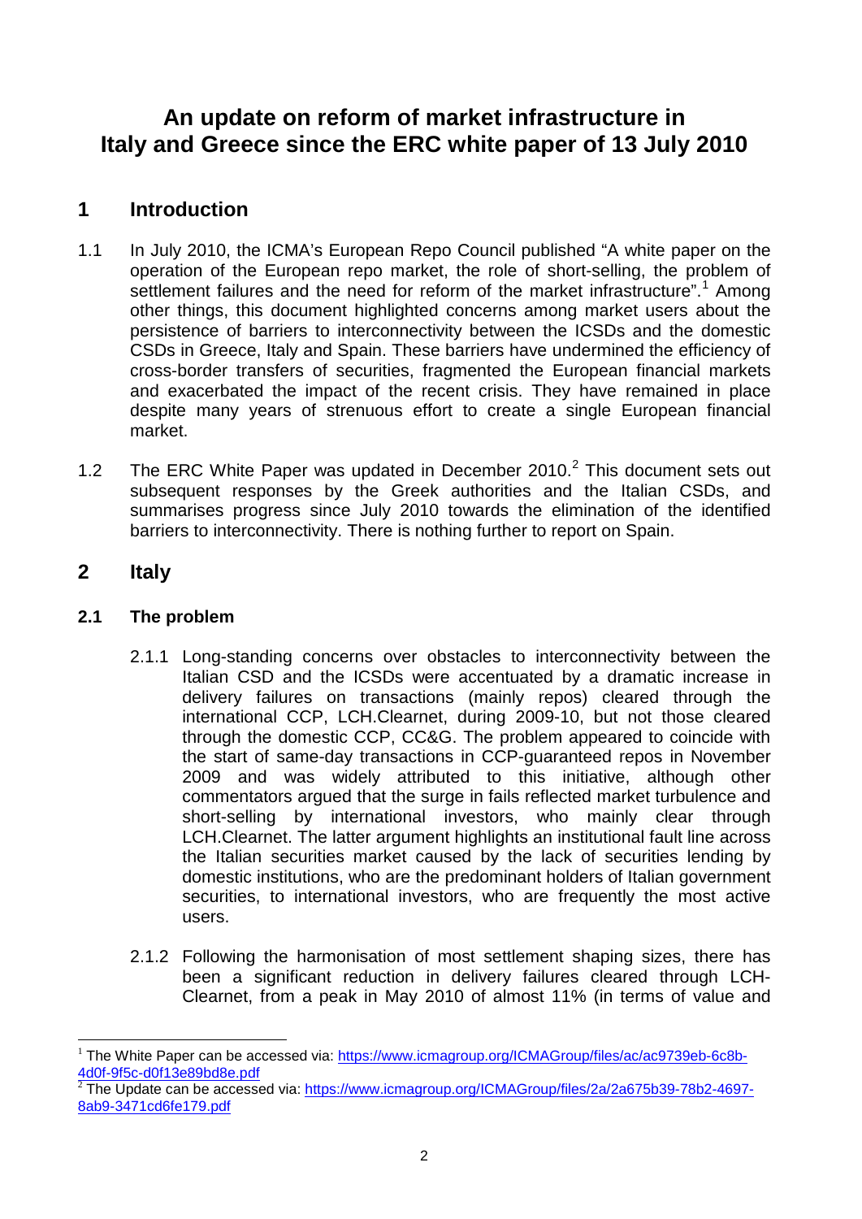# An update on reform of market infrastructure in Italy and Greece since the ERC white paper of 13 July 2010

## 1 Introduction

1.1 In July 2010, the ICMA's European Repo Council published "A white paper on the operation of the European repo market, the role of short-selling, the problem of settlement failures and the need for reform of the market infrastructure".[1] Among other things, this document highlighted concerns among market users about the persistence of barriers to interconnectivity between the ICSDs and the domestic CSDs in Greece, Italy and Spain. These barriers have undermined the efficiency of cross-border transfers of securities, fragmented the European financial markets and exacerbated the impact of the recent crisis. They have remained in place despite many years of strenuous effort to create a single European financial market.

1.2 The ERC White Paper was updated in December 2010.[2] This document sets out subsequent responses by the Greek authorities and the Italian CSDs, and summarises progress since July 2010 towards the elimination of the identified barriers to interconnectivity. There is nothing further to report on Spain.

## 2 Italy

### 2.1 The problem

2.1.1 Long-standing concerns over obstacles to interconnectivity between the Italian CSD and the ICSDs were accentuated by a dramatic increase in delivery failures on transactions (mainly repos) cleared through the international CCP, LCH.Clearnet, during 2009-10, but not those cleared through the domestic CCP, CC&G. The problem appeared to coincide with the start of same-day transactions in CCP-guaranteed repos in November 2009 and was widely attributed to this initiative, although other commentators argued that the surge in fails reflected market turbulence and short-selling by international investors, who mainly clear through LCH.Clearnet. The latter argument highlights an institutional fault line across the Italian securities market caused by the lack of securities lending by domestic institutions, who are the predominant holders of Italian government securities, to international investors, who are frequently the most active users.

2.1.2 Following the harmonisation of most settlement shaping sizes, there has been a significant reduction in delivery failures cleared through LCH-Clearnet, from a peak in May 2010 of almost 11% (in terms of value and

[1] The White Paper can be accessed via: https://www.icmagroup.org/ICMAGroup/files/ac/ac9739eb-6c8b-4d0f-9f5c-d0f13e89bd8e.pdf

[2] The Update can be accessed via: https://www.icmagroup.org/ICMAGroup/files/2a/2a675b39-78b2-4697-8ab9-3471cd6fe179.pdf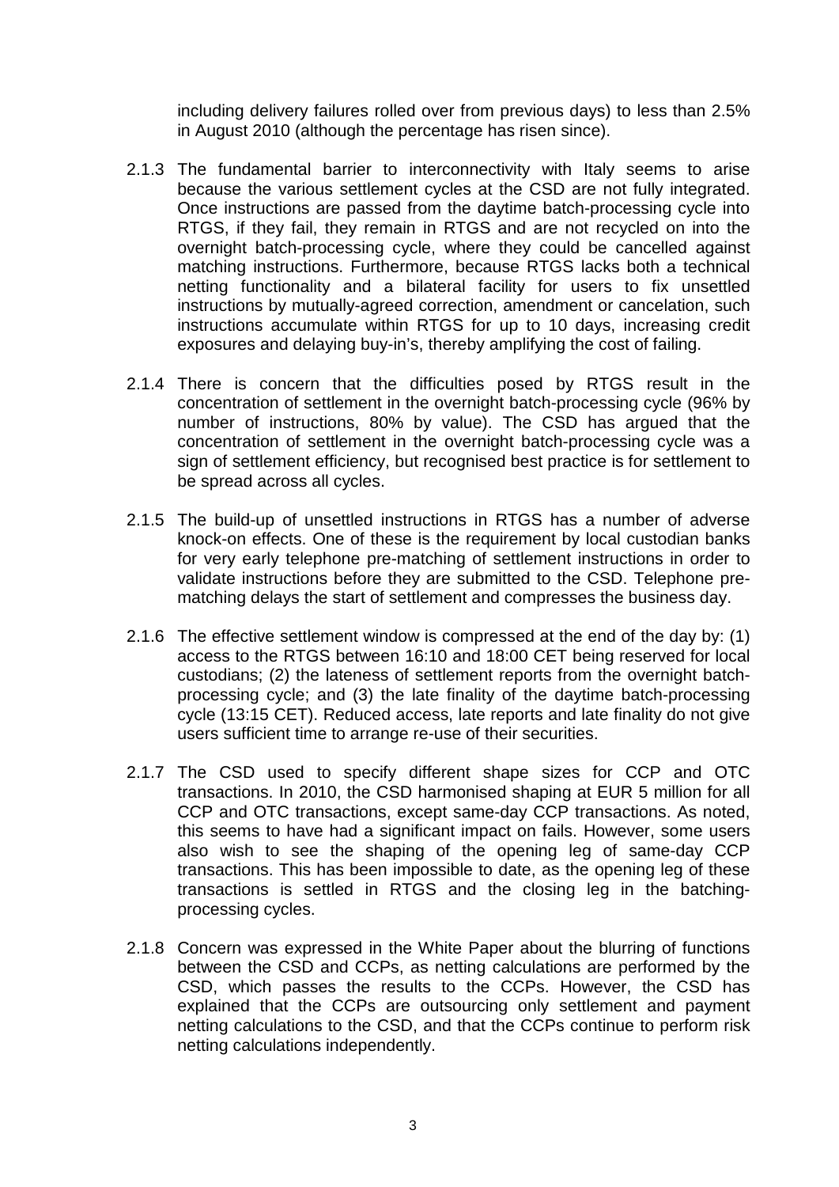including delivery failures rolled over from previous days) to less than 2.5% in August 2010 (although the percentage has risen since).

2.1.3 The fundamental barrier to interconnectivity with Italy seems to arise because the various settlement cycles at the CSD are not fully integrated. Once instructions are passed from the daytime batch-processing cycle into RTGS, if they fail, they remain in RTGS and are not recycled on into the overnight batch-processing cycle, where they could be cancelled against matching instructions. Furthermore, because RTGS lacks both a technical netting functionality and a bilateral facility for users to fix unsettled instructions by mutually-agreed correction, amendment or cancelation, such instructions accumulate within RTGS for up to 10 days, increasing credit exposures and delaying buy-in's, thereby amplifying the cost of failing.

2.1.4 There is concern that the difficulties posed by RTGS result in the concentration of settlement in the overnight batch-processing cycle (96% by number of instructions, 80% by value). The CSD has argued that the concentration of settlement in the overnight batch-processing cycle was a sign of settlement efficiency, but recognised best practice is for settlement to be spread across all cycles.

2.1.5 The build-up of unsettled instructions in RTGS has a number of adverse knock-on effects. One of these is the requirement by local custodian banks for very early telephone pre-matching of settlement instructions in order to validate instructions before they are submitted to the CSD. Telephone pre-matching delays the start of settlement and compresses the business day.

2.1.6 The effective settlement window is compressed at the end of the day by: (1) access to the RTGS between 16:10 and 18:00 CET being reserved for local custodians; (2) the lateness of settlement reports from the overnight batch-processing cycle; and (3) the late finality of the daytime batch-processing cycle (13:15 CET). Reduced access, late reports and late finality do not give users sufficient time to arrange re-use of their securities.

2.1.7 The CSD used to specify different shape sizes for CCP and OTC transactions. In 2010, the CSD harmonised shaping at EUR 5 million for all CCP and OTC transactions, except same-day CCP transactions. As noted, this seems to have had a significant impact on fails. However, some users also wish to see the shaping of the opening leg of same-day CCP transactions. This has been impossible to date, as the opening leg of these transactions is settled in RTGS and the closing leg in the batching-processing cycles.

2.1.8 Concern was expressed in the White Paper about the blurring of functions between the CSD and CCPs, as netting calculations are performed by the CSD, which passes the results to the CCPs. However, the CSD has explained that the CCPs are outsourcing only settlement and payment netting calculations to the CSD, and that the CCPs continue to perform risk netting calculations independently.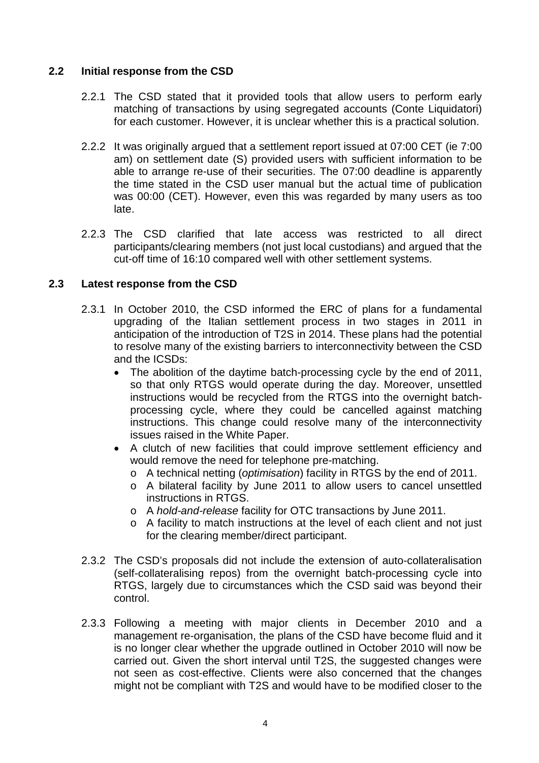## 2.2 Initial response from the CSD

2.2.1 The CSD stated that it provided tools that allow users to perform early matching of transactions by using segregated accounts (Conte Liquidatori) for each customer. However, it is unclear whether this is a practical solution.

2.2.2 It was originally argued that a settlement report issued at 07:00 CET (ie 7:00 am) on settlement date (S) provided users with sufficient information to be able to arrange re-use of their securities. The 07:00 deadline is apparently the time stated in the CSD user manual but the actual time of publication was 00:00 (CET). However, even this was regarded by many users as too late.

2.2.3 The CSD clarified that late access was restricted to all direct participants/clearing members (not just local custodians) and argued that the cut-off time of 16:10 compared well with other settlement systems.

## 2.3 Latest response from the CSD

2.3.1 In October 2010, the CSD informed the ERC of plans for a fundamental upgrading of the Italian settlement process in two stages in 2011 in anticipation of the introduction of T2S in 2014. These plans had the potential to resolve many of the existing barriers to interconnectivity between the CSD and the ICSDs:

- The abolition of the daytime batch-processing cycle by the end of 2011, so that only RTGS would operate during the day. Moreover, unsettled instructions would be recycled from the RTGS into the overnight batch-processing cycle, where they could be cancelled against matching instructions. This change could resolve many of the interconnectivity issues raised in the White Paper.
- A clutch of new facilities that could improve settlement efficiency and would remove the need for telephone pre-matching.
  - A technical netting (*optimisation*) facility in RTGS by the end of 2011.
  - A bilateral facility by June 2011 to allow users to cancel unsettled instructions in RTGS.
  - A *hold-and-release* facility for OTC transactions by June 2011.
  - A facility to match instructions at the level of each client and not just for the clearing member/direct participant.

2.3.2 The CSD's proposals did not include the extension of auto-collateralisation (self-collateralising repos) from the overnight batch-processing cycle into RTGS, largely due to circumstances which the CSD said was beyond their control.

2.3.3 Following a meeting with major clients in December 2010 and a management re-organisation, the plans of the CSD have become fluid and it is no longer clear whether the upgrade outlined in October 2010 will now be carried out. Given the short interval until T2S, the suggested changes were not seen as cost-effective. Clients were also concerned that the changes might not be compliant with T2S and would have to be modified closer to the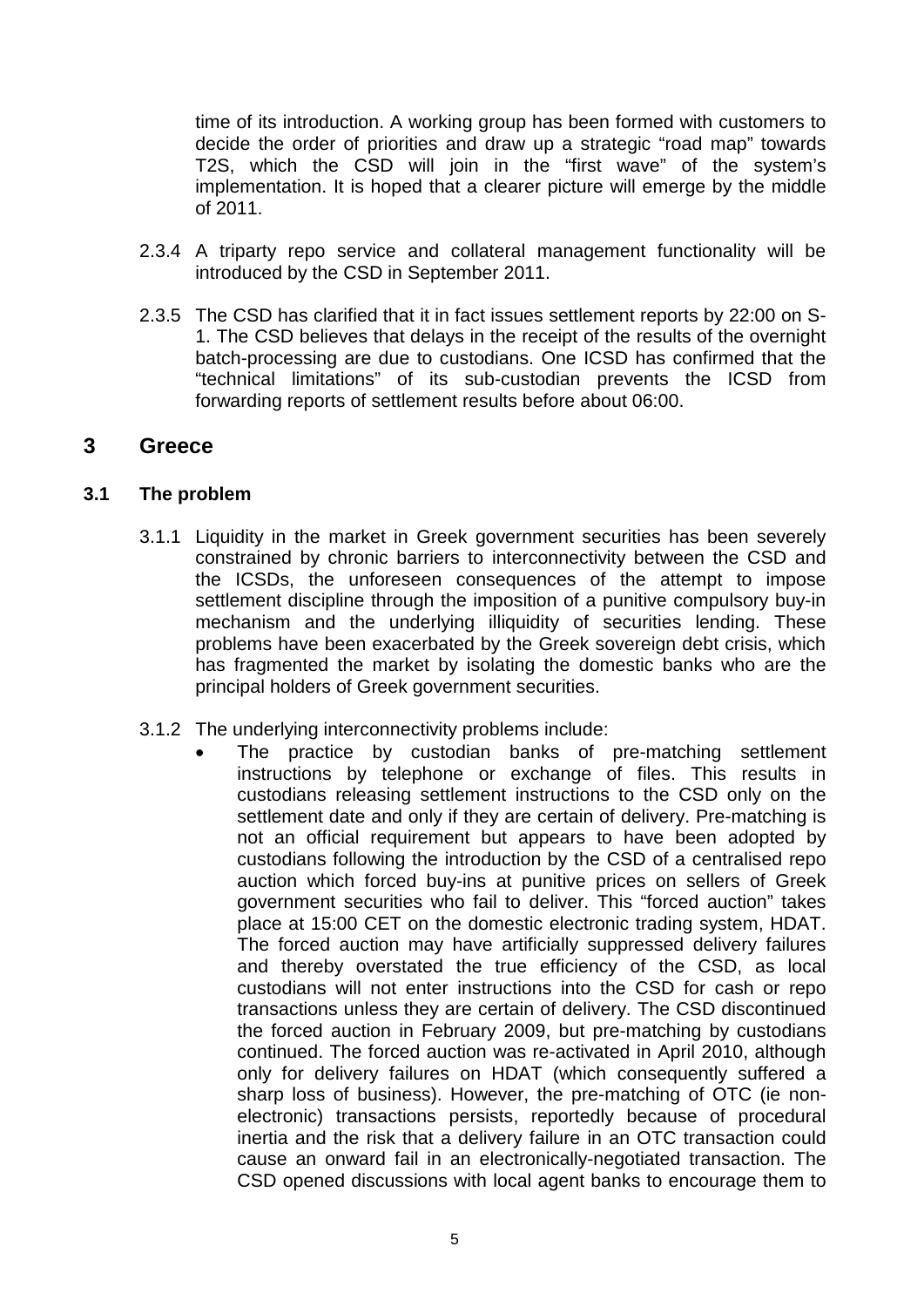time of its introduction. A working group has been formed with customers to decide the order of priorities and draw up a strategic "road map" towards T2S, which the CSD will join in the "first wave" of the system's implementation. It is hoped that a clearer picture will emerge by the middle of 2011.

2.3.4 A triparty repo service and collateral management functionality will be introduced by the CSD in September 2011.

2.3.5 The CSD has clarified that it in fact issues settlement reports by 22:00 on S-1. The CSD believes that delays in the receipt of the results of the overnight batch-processing are due to custodians. One ICSD has confirmed that the "technical limitations" of its sub-custodian prevents the ICSD from forwarding reports of settlement results before about 06:00.

# 3 Greece

## 3.1 The problem

3.1.1 Liquidity in the market in Greek government securities has been severely constrained by chronic barriers to interconnectivity between the CSD and the ICSDs, the unforeseen consequences of the attempt to impose settlement discipline through the imposition of a punitive compulsory buy-in mechanism and the underlying illiquidity of securities lending. These problems have been exacerbated by the Greek sovereign debt crisis, which has fragmented the market by isolating the domestic banks who are the principal holders of Greek government securities.

3.1.2 The underlying interconnectivity problems include:

- The practice by custodian banks of pre-matching settlement instructions by telephone or exchange of files. This results in custodians releasing settlement instructions to the CSD only on the settlement date and only if they are certain of delivery. Pre-matching is not an official requirement but appears to have been adopted by custodians following the introduction by the CSD of a centralised repo auction which forced buy-ins at punitive prices on sellers of Greek government securities who fail to deliver. This "forced auction" takes place at 15:00 CET on the domestic electronic trading system, HDAT. The forced auction may have artificially suppressed delivery failures and thereby overstated the true efficiency of the CSD, as local custodians will not enter instructions into the CSD for cash or repo transactions unless they are certain of delivery. The CSD discontinued the forced auction in February 2009, but pre-matching by custodians continued. The forced auction was re-activated in April 2010, although only for delivery failures on HDAT (which consequently suffered a sharp loss of business). However, the pre-matching of OTC (ie non-electronic) transactions persists, reportedly because of procedural inertia and the risk that a delivery failure in an OTC transaction could cause an onward fail in an electronically-negotiated transaction. The CSD opened discussions with local agent banks to encourage them to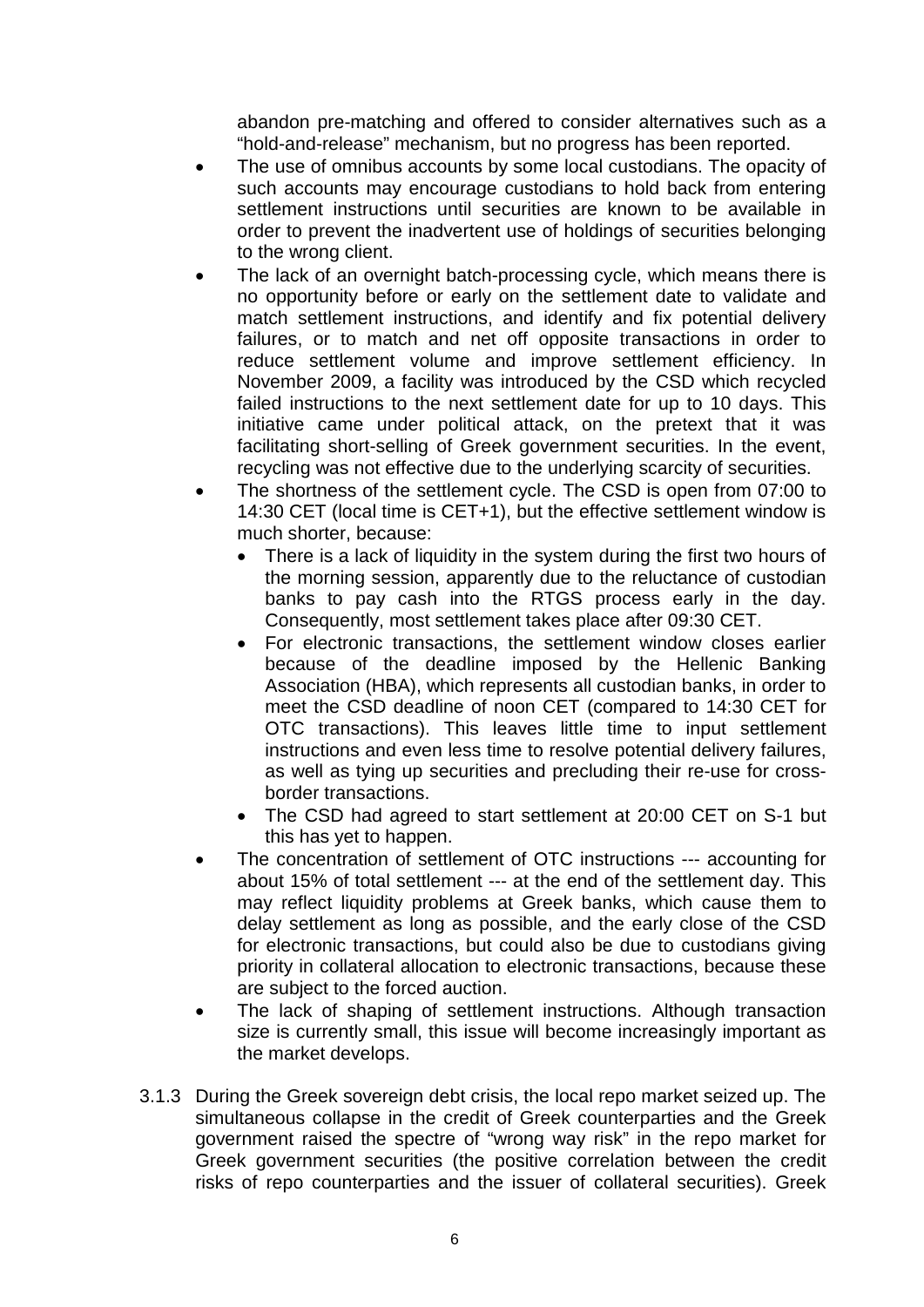abandon pre-matching and offered to consider alternatives such as a "hold-and-release" mechanism, but no progress has been reported.

- The use of omnibus accounts by some local custodians. The opacity of such accounts may encourage custodians to hold back from entering settlement instructions until securities are known to be available in order to prevent the inadvertent use of holdings of securities belonging to the wrong client.
- The lack of an overnight batch-processing cycle, which means there is no opportunity before or early on the settlement date to validate and match settlement instructions, and identify and fix potential delivery failures, or to match and net off opposite transactions in order to reduce settlement volume and improve settlement efficiency. In November 2009, a facility was introduced by the CSD which recycled failed instructions to the next settlement date for up to 10 days. This initiative came under political attack, on the pretext that it was facilitating short-selling of Greek government securities. In the event, recycling was not effective due to the underlying scarcity of securities.
- The shortness of the settlement cycle. The CSD is open from 07:00 to 14:30 CET (local time is CET+1), but the effective settlement window is much shorter, because:
  - There is a lack of liquidity in the system during the first two hours of the morning session, apparently due to the reluctance of custodian banks to pay cash into the RTGS process early in the day. Consequently, most settlement takes place after 09:30 CET.
  - For electronic transactions, the settlement window closes earlier because of the deadline imposed by the Hellenic Banking Association (HBA), which represents all custodian banks, in order to meet the CSD deadline of noon CET (compared to 14:30 CET for OTC transactions). This leaves little time to input settlement instructions and even less time to resolve potential delivery failures, as well as tying up securities and precluding their re-use for cross-border transactions.
  - The CSD had agreed to start settlement at 20:00 CET on S-1 but this has yet to happen.
- The concentration of settlement of OTC instructions --- accounting for about 15% of total settlement --- at the end of the settlement day. This may reflect liquidity problems at Greek banks, which cause them to delay settlement as long as possible, and the early close of the CSD for electronic transactions, but could also be due to custodians giving priority in collateral allocation to electronic transactions, because these are subject to the forced auction.
- The lack of shaping of settlement instructions. Although transaction size is currently small, this issue will become increasingly important as the market develops.

3.1.3 During the Greek sovereign debt crisis, the local repo market seized up. The simultaneous collapse in the credit of Greek counterparties and the Greek government raised the spectre of "wrong way risk" in the repo market for Greek government securities (the positive correlation between the credit risks of repo counterparties and the issuer of collateral securities). Greek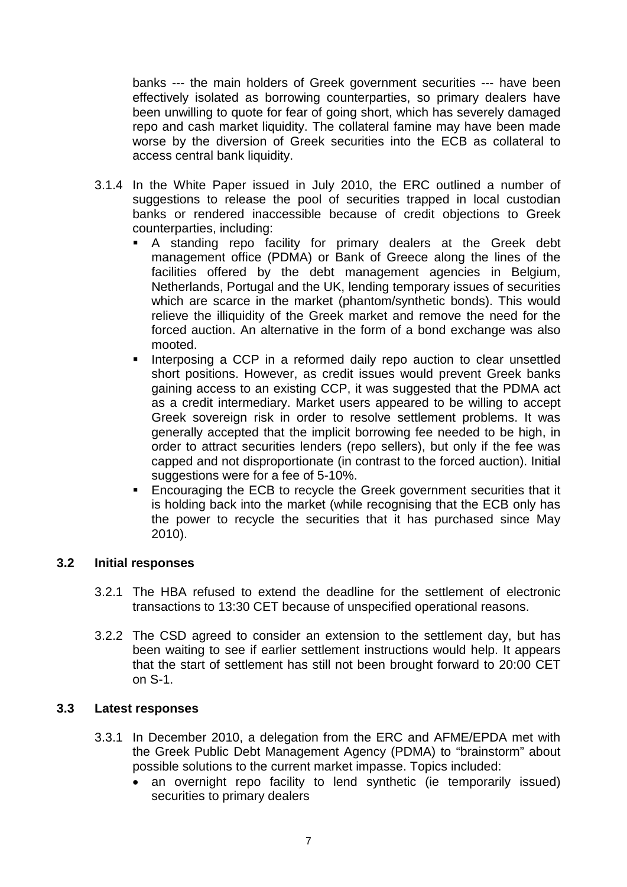banks --- the main holders of Greek government securities --- have been effectively isolated as borrowing counterparties, so primary dealers have been unwilling to quote for fear of going short, which has severely damaged repo and cash market liquidity. The collateral famine may have been made worse by the diversion of Greek securities into the ECB as collateral to access central bank liquidity.

3.1.4 In the White Paper issued in July 2010, the ERC outlined a number of suggestions to release the pool of securities trapped in local custodian banks or rendered inaccessible because of credit objections to Greek counterparties, including:

- A standing repo facility for primary dealers at the Greek debt management office (PDMA) or Bank of Greece along the lines of the facilities offered by the debt management agencies in Belgium, Netherlands, Portugal and the UK, lending temporary issues of securities which are scarce in the market (phantom/synthetic bonds). This would relieve the illiquidity of the Greek market and remove the need for the forced auction. An alternative in the form of a bond exchange was also mooted.
- Interposing a CCP in a reformed daily repo auction to clear unsettled short positions. However, as credit issues would prevent Greek banks gaining access to an existing CCP, it was suggested that the PDMA act as a credit intermediary. Market users appeared to be willing to accept Greek sovereign risk in order to resolve settlement problems. It was generally accepted that the implicit borrowing fee needed to be high, in order to attract securities lenders (repo sellers), but only if the fee was capped and not disproportionate (in contrast to the forced auction). Initial suggestions were for a fee of 5-10%.
- Encouraging the ECB to recycle the Greek government securities that it is holding back into the market (while recognising that the ECB only has the power to recycle the securities that it has purchased since May 2010).

### 3.2 Initial responses

3.2.1 The HBA refused to extend the deadline for the settlement of electronic transactions to 13:30 CET because of unspecified operational reasons.

3.2.2 The CSD agreed to consider an extension to the settlement day, but has been waiting to see if earlier settlement instructions would help. It appears that the start of settlement has still not been brought forward to 20:00 CET on S-1.

### 3.3 Latest responses

3.3.1 In December 2010, a delegation from the ERC and AFME/EPDA met with the Greek Public Debt Management Agency (PDMA) to "brainstorm" about possible solutions to the current market impasse. Topics included:

- an overnight repo facility to lend synthetic (ie temporarily issued) securities to primary dealers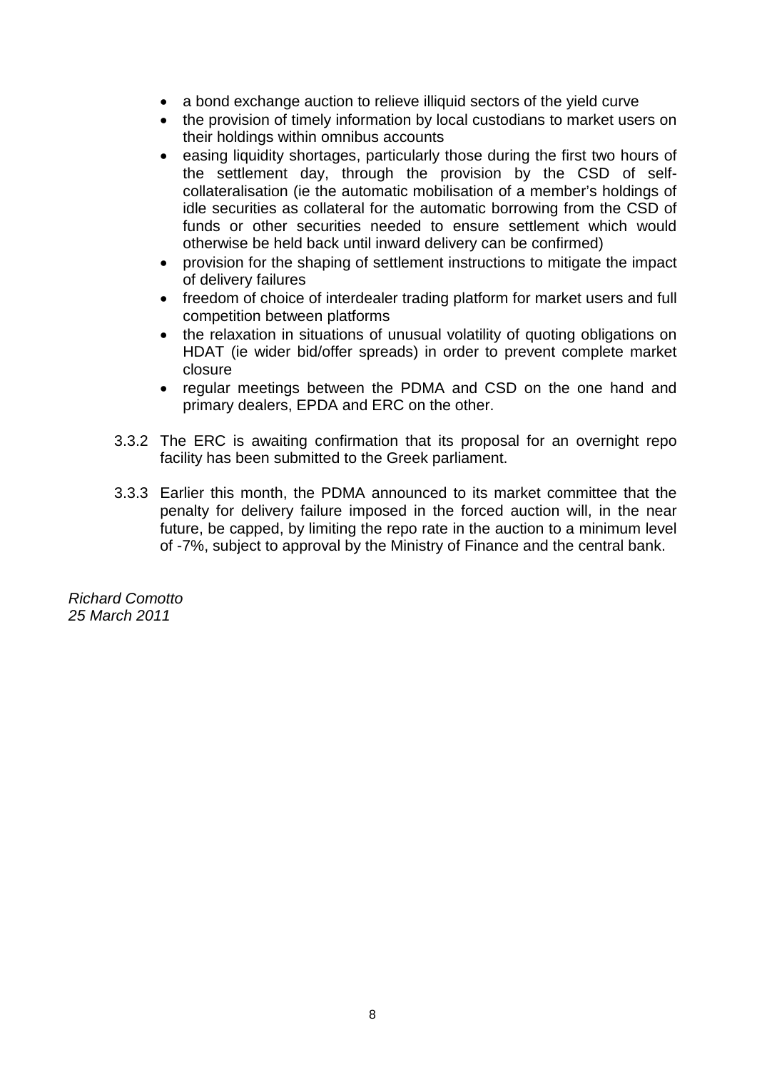- a bond exchange auction to relieve illiquid sectors of the yield curve
- the provision of timely information by local custodians to market users on their holdings within omnibus accounts
- easing liquidity shortages, particularly those during the first two hours of the settlement day, through the provision by the CSD of self-collateralisation (ie the automatic mobilisation of a member's holdings of idle securities as collateral for the automatic borrowing from the CSD of funds or other securities needed to ensure settlement which would otherwise be held back until inward delivery can be confirmed)
- provision for the shaping of settlement instructions to mitigate the impact of delivery failures
- freedom of choice of interdealer trading platform for market users and full competition between platforms
- the relaxation in situations of unusual volatility of quoting obligations on HDAT (ie wider bid/offer spreads) in order to prevent complete market closure
- regular meetings between the PDMA and CSD on the one hand and primary dealers, EPDA and ERC on the other.

3.3.2 The ERC is awaiting confirmation that its proposal for an overnight repo facility has been submitted to the Greek parliament.

3.3.3 Earlier this month, the PDMA announced to its market committee that the penalty for delivery failure imposed in the forced auction will, in the near future, be capped, by limiting the repo rate in the auction to a minimum level of -7%, subject to approval by the Ministry of Finance and the central bank.

*Richard Comotto*
*25 March 2011*